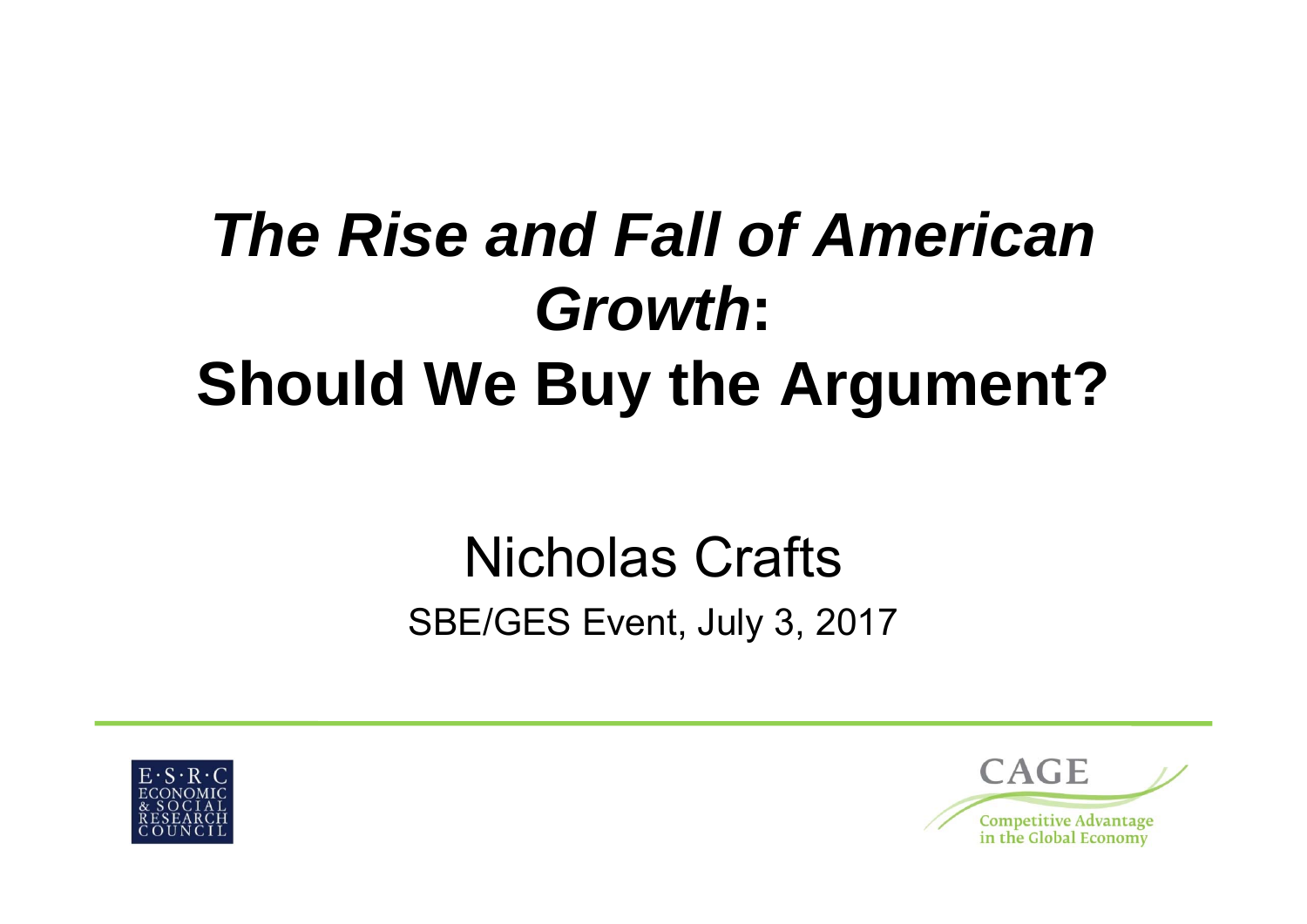# *The Rise and Fall of American Growth*: Should We Buy the Argument?

Nicholas Crafts

SBE/GES Event, July 3, 2017

E·S·R·C ECONOMIC & SOCIAL RESEARCH COUNCIL

CAGE Competitive Advantage in the Global Economy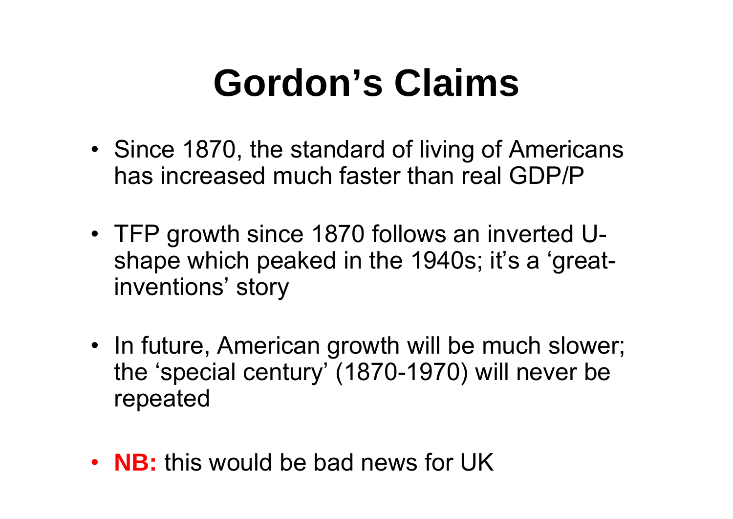# Gordon's Claims

- Since 1870, the standard of living of Americans has increased much faster than real GDP/P

- TFP growth since 1870 follows an inverted U-shape which peaked in the 1940s; it's a 'great-inventions' story

- In future, American growth will be much slower; the 'special century' (1870-1970) will never be repeated

- **NB:** this would be bad news for UK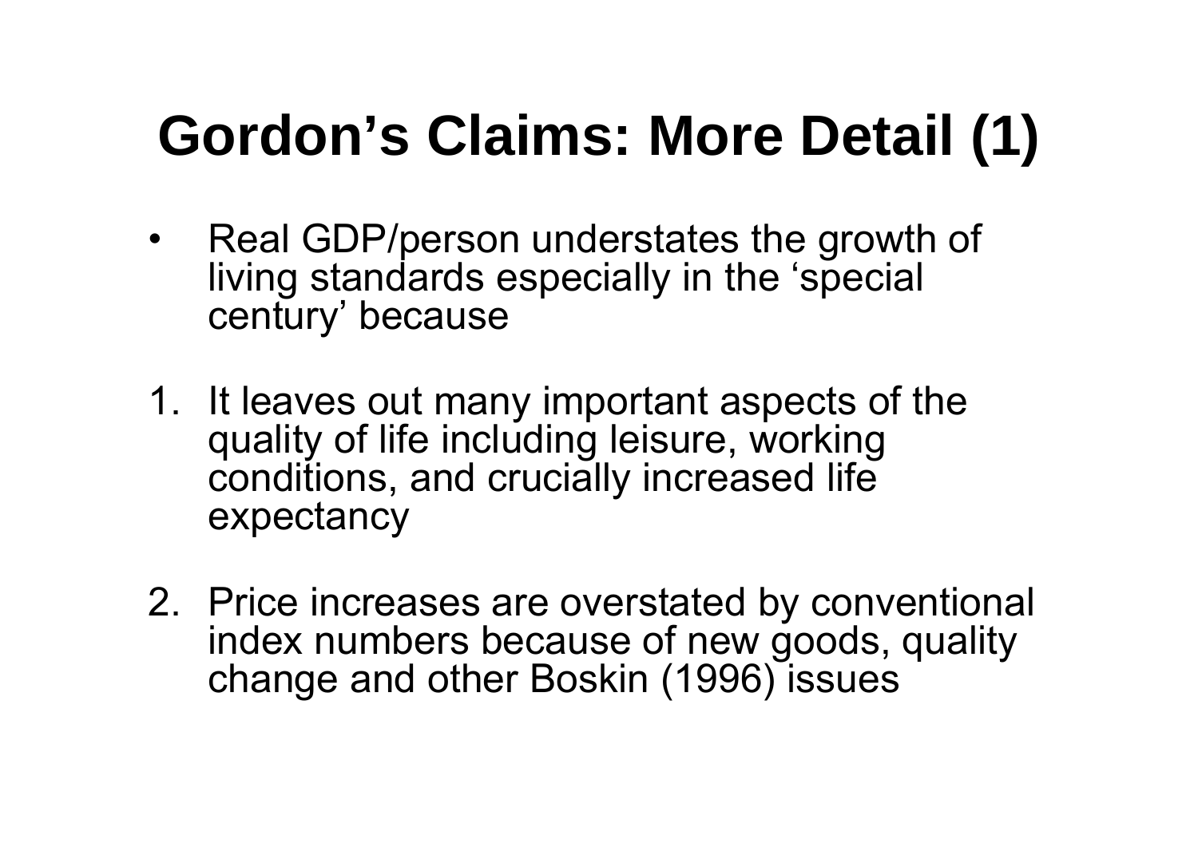# Gordon's Claims: More Detail (1)

- Real GDP/person understates the growth of living standards especially in the 'special century' because

1. It leaves out many important aspects of the quality of life including leisure, working conditions, and crucially increased life expectancy

2. Price increases are overstated by conventional index numbers because of new goods, quality change and other Boskin (1996) issues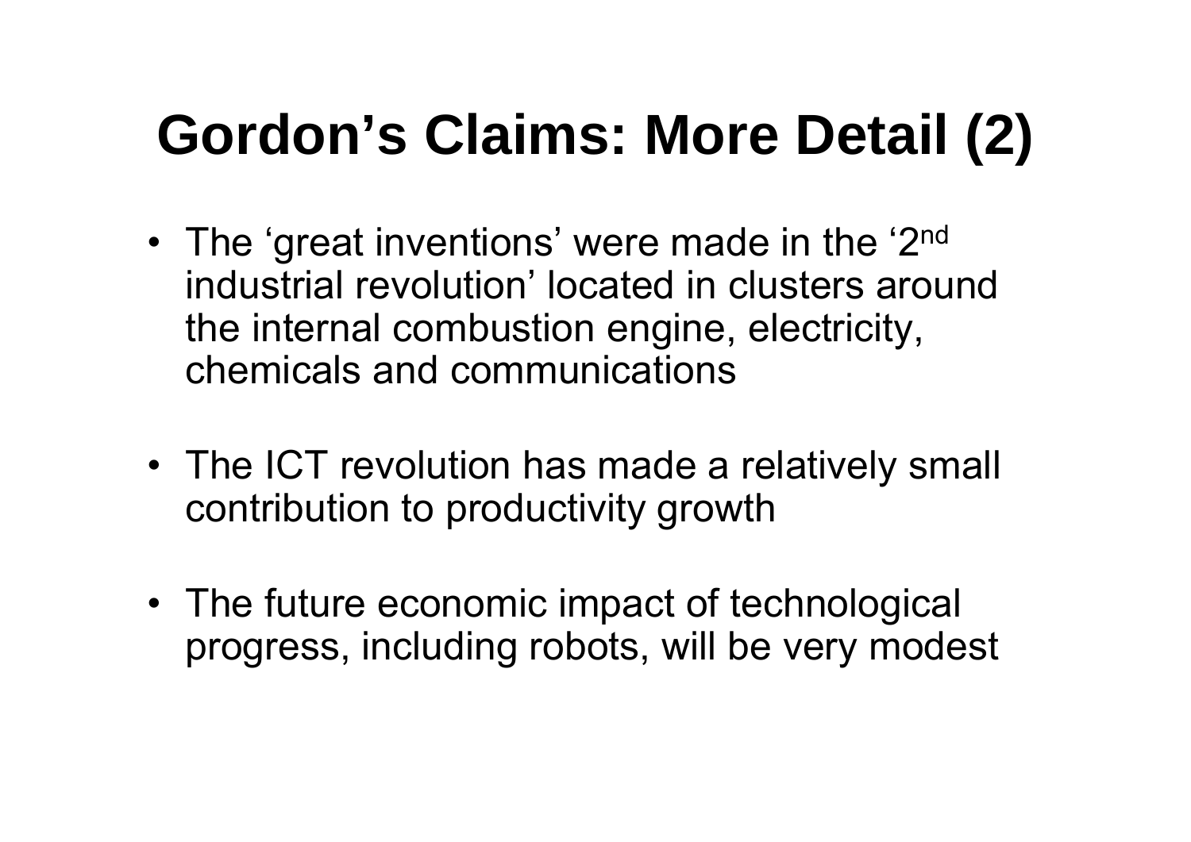# Gordon's Claims: More Detail (2)

- The 'great inventions' were made in the '2nd industrial revolution' located in clusters around the internal combustion engine, electricity, chemicals and communications

- The ICT revolution has made a relatively small contribution to productivity growth

- The future economic impact of technological progress, including robots, will be very modest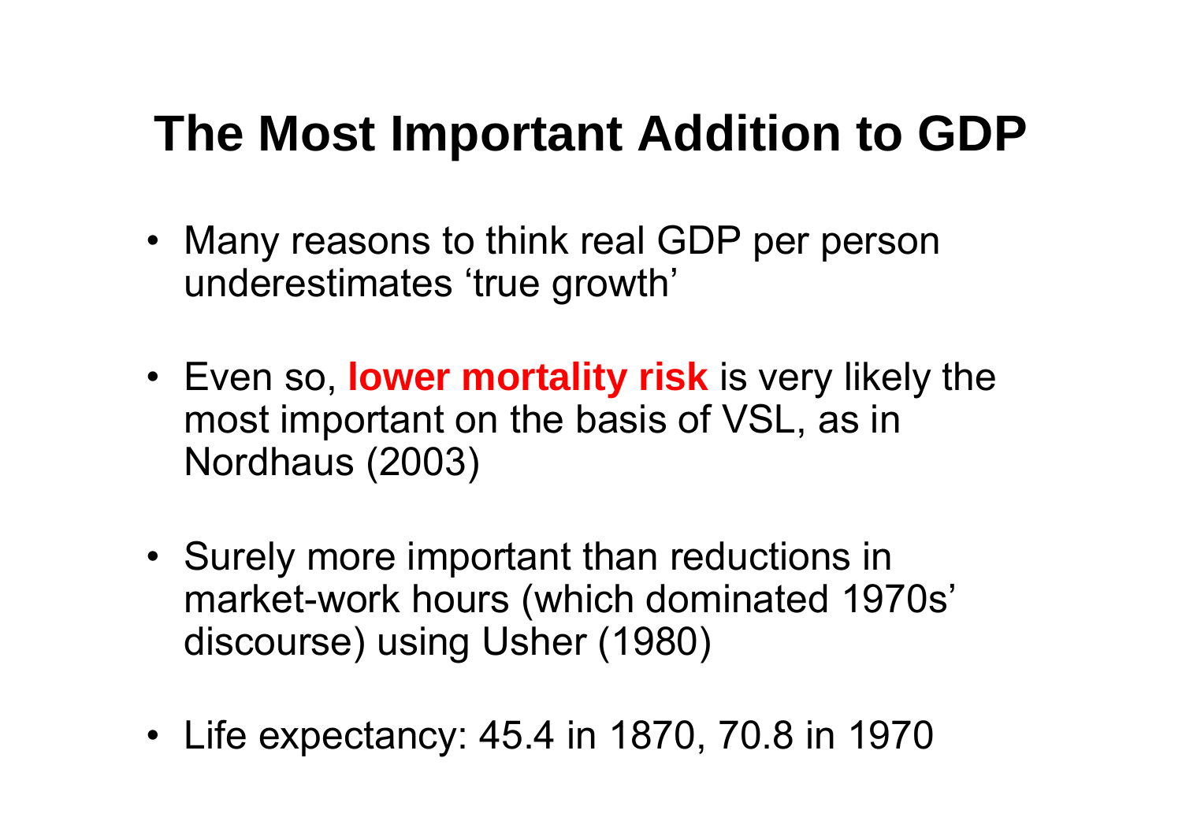# The Most Important Addition to GDP

- Many reasons to think real GDP per person underestimates ‘true growth’
- Even so, **lower mortality risk** is very likely the most important on the basis of VSL, as in Nordhaus (2003)
- Surely more important than reductions in market-work hours (which dominated 1970s’ discourse) using Usher (1980)
- Life expectancy: 45.4 in 1870, 70.8 in 1970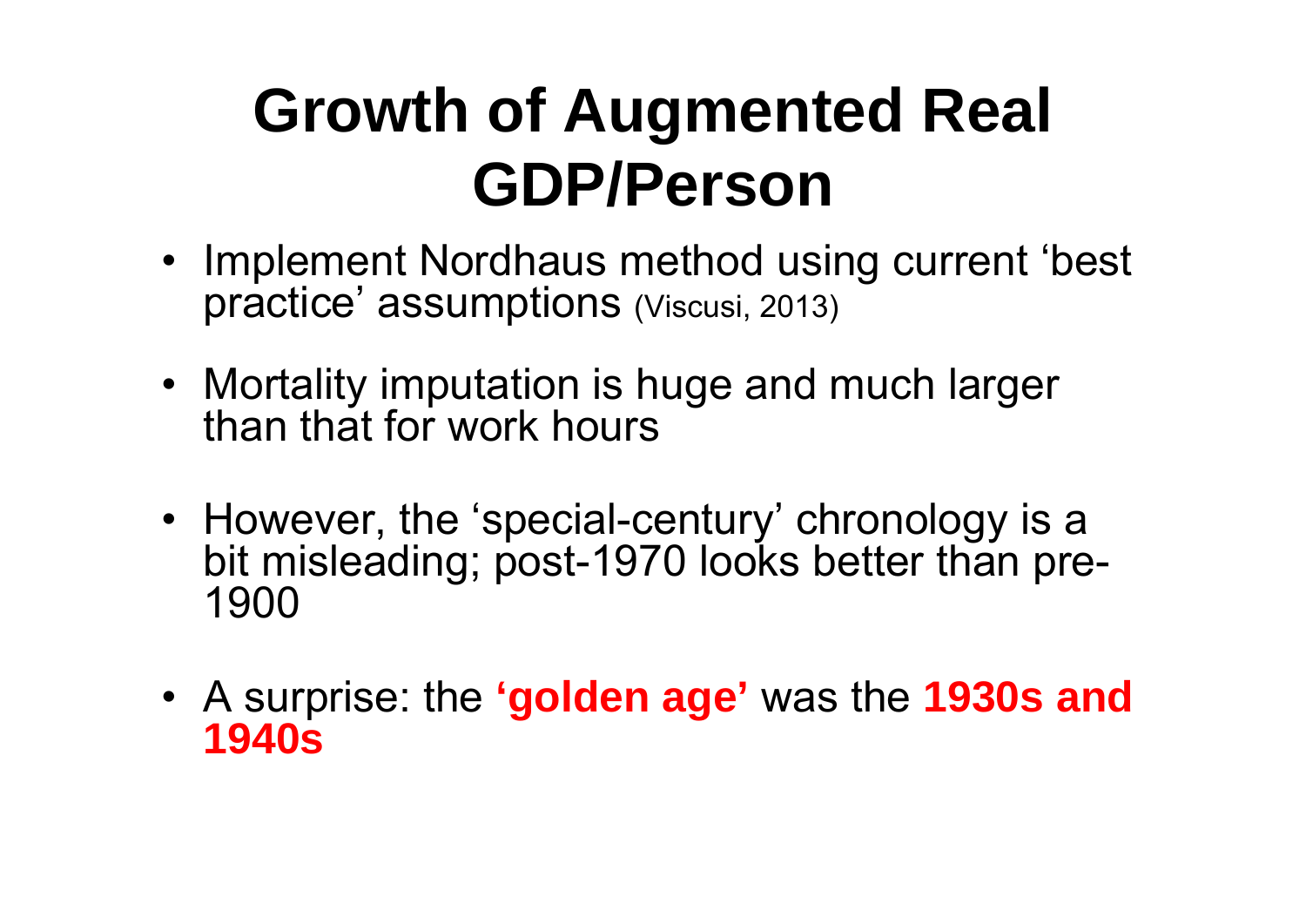# Growth of Augmented Real GDP/Person

- Implement Nordhaus method using current 'best practice' assumptions (Viscusi, 2013)
- Mortality imputation is huge and much larger than that for work hours
- However, the 'special-century' chronology is a bit misleading; post-1970 looks better than pre-1900
- A surprise: the **'golden age'** was the **1930s and 1940s**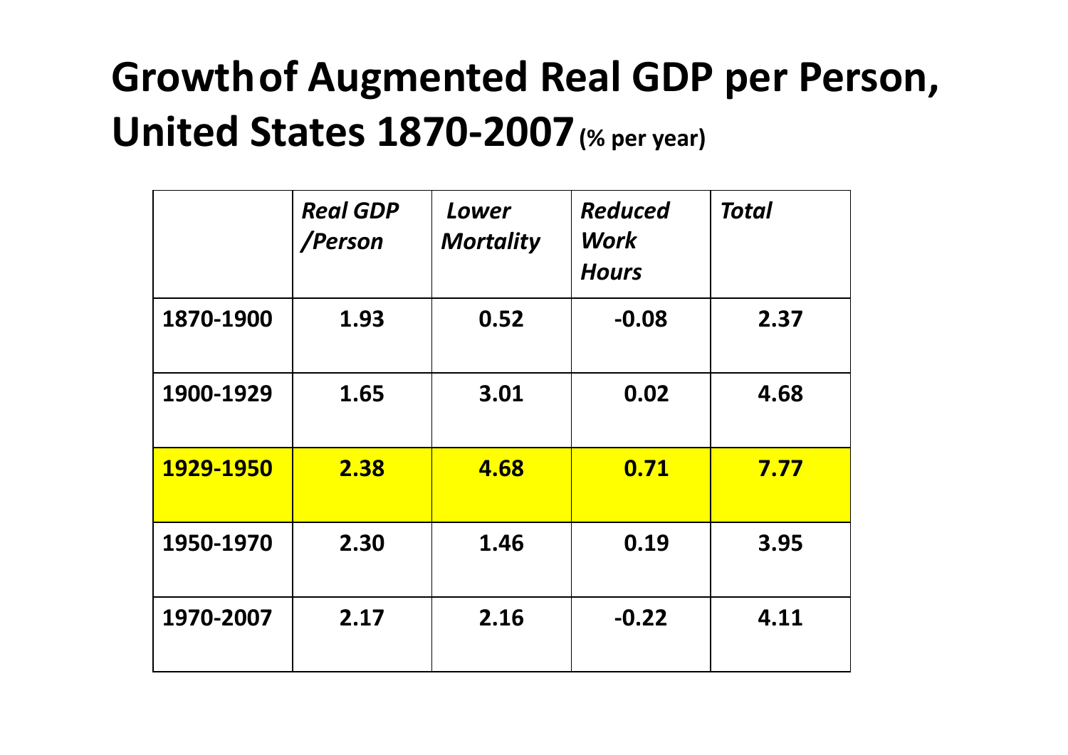# Growth of Augmented Real GDP per Person, United States 1870-2007 (% per year)

| | *Real GDP /Person* | *Lower Mortality* | *Reduced Work Hours* | *Total* |
|---|---|---|---|---|
| **1870-1900** | **1.93** | **0.52** | **-0.08** | **2.37** |
| **1900-1929** | **1.65** | **3.01** | **0.02** | **4.68** |
| **1929-1950** | **2.38** | **4.68** | **0.71** | **7.77** |
| **1950-1970** | **2.30** | **1.46** | **0.19** | **3.95** |
| **1970-2007** | **2.17** | **2.16** | **-0.22** | **4.11** |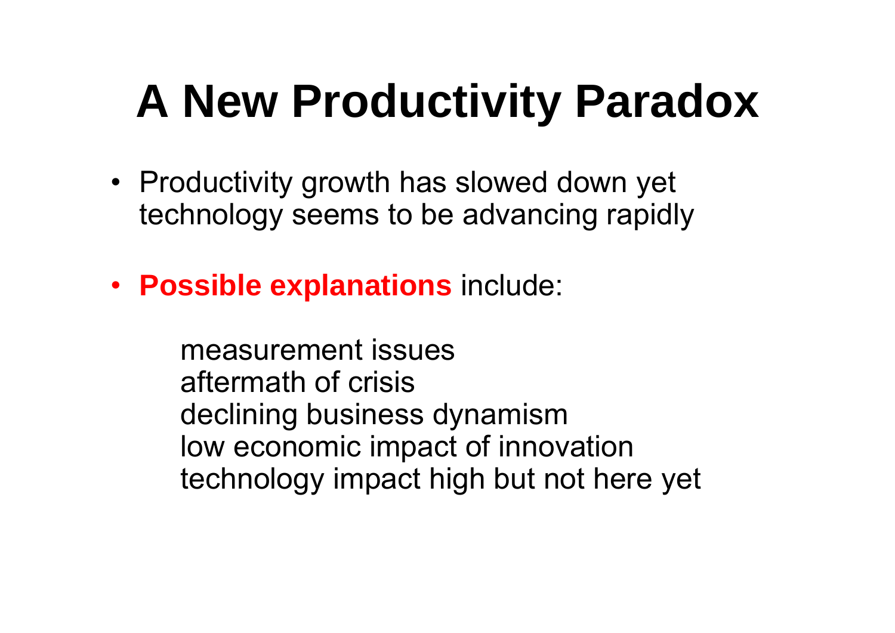# A New Productivity Paradox

- Productivity growth has slowed down yet technology seems to be advancing rapidly

- **Possible explanations** include:

  measurement issues
  aftermath of crisis
  declining business dynamism
  low economic impact of innovation
  technology impact high but not here yet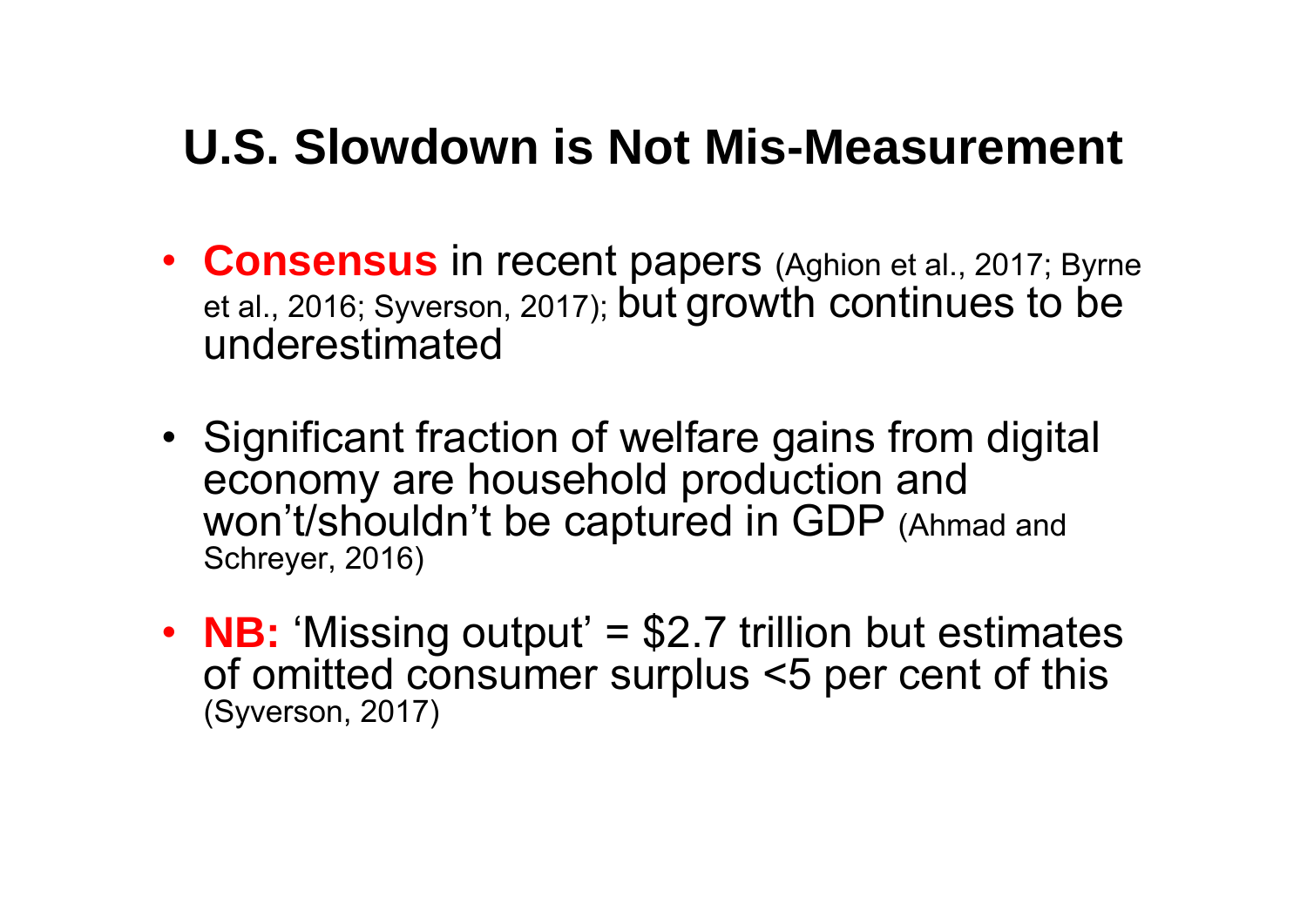# U.S. Slowdown is Not Mis-Measurement

- **Consensus** in recent papers (Aghion et al., 2017; Byrne et al., 2016; Syverson, 2017); but growth continues to be underestimated

- Significant fraction of welfare gains from digital economy are household production and won't/shouldn't be captured in GDP (Ahmad and Schreyer, 2016)

- **NB:** 'Missing output' = $2.7 trillion but estimates of omitted consumer surplus <5 per cent of this (Syverson, 2017)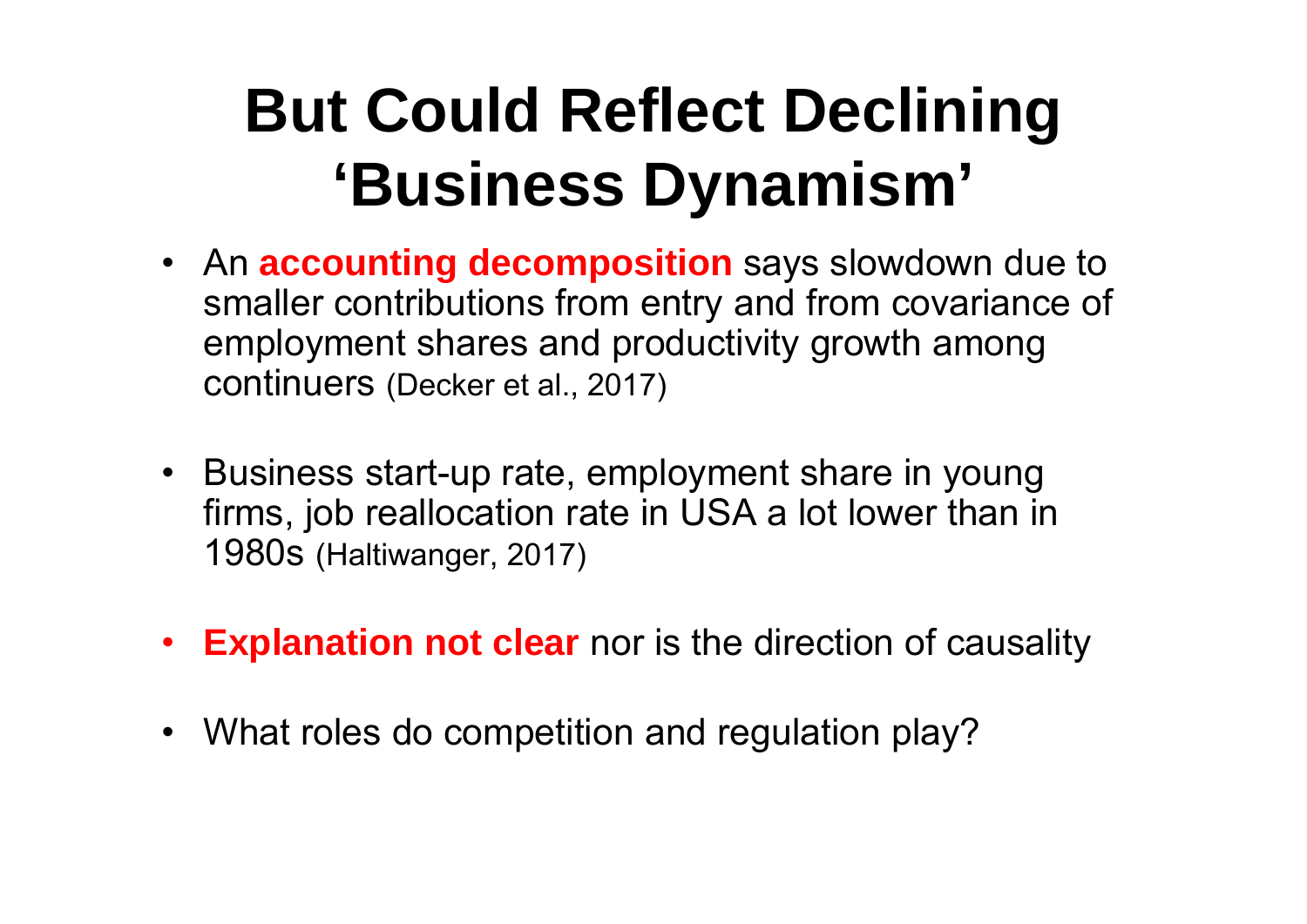# But Could Reflect Declining 'Business Dynamism'

- An **accounting decomposition** says slowdown due to smaller contributions from entry and from covariance of employment shares and productivity growth among continuers (Decker et al., 2017)

- Business start-up rate, employment share in young firms, job reallocation rate in USA a lot lower than in 1980s (Haltiwanger, 2017)

- **Explanation not clear** nor is the direction of causality

- What roles do competition and regulation play?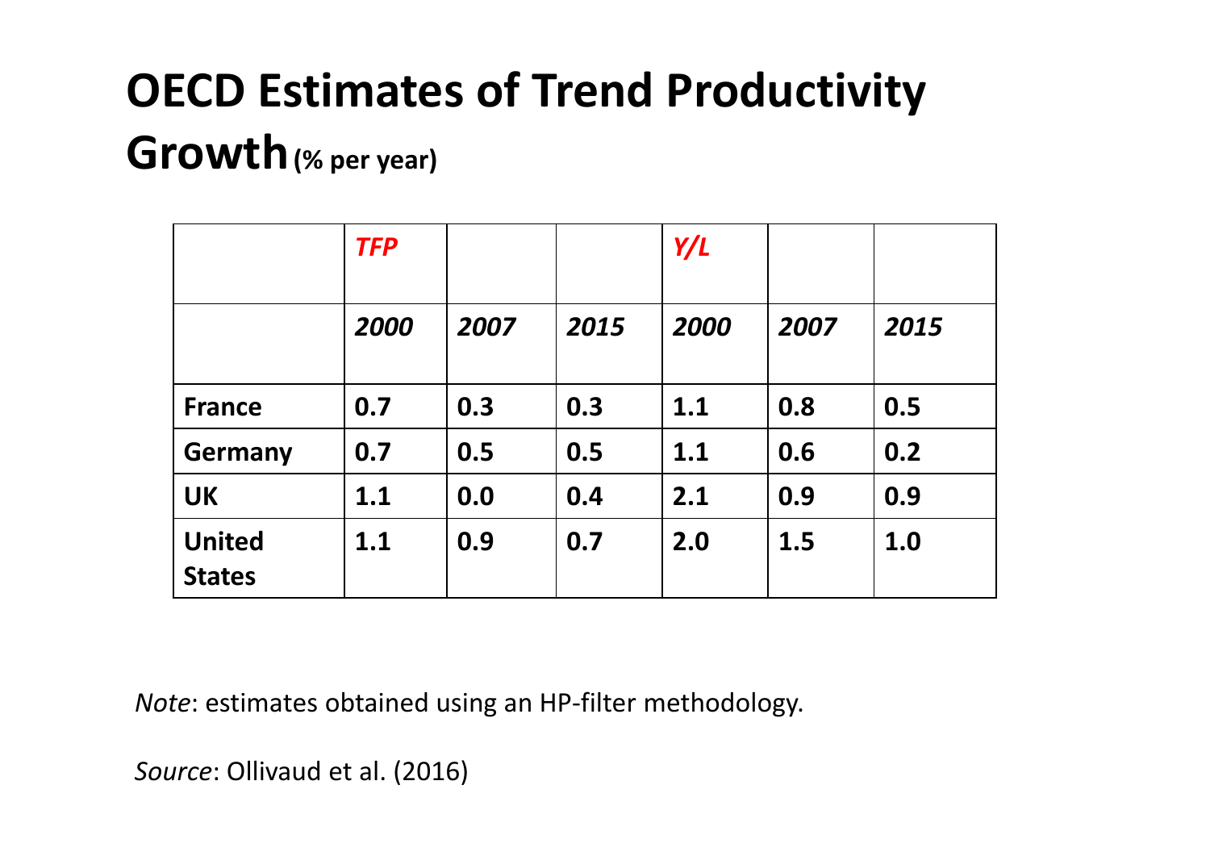# OECD Estimates of Trend Productivity Growth (% per year)

| | *TFP* | | | *Y/L* | | |
|---|---|---|---|---|---|---|
| | ***2000*** | ***2007*** | ***2015*** | ***2000*** | ***2007*** | ***2015*** |
| **France** | **0.7** | **0.3** | **0.3** | **1.1** | **0.8** | **0.5** |
| **Germany** | **0.7** | **0.5** | **0.5** | **1.1** | **0.6** | **0.2** |
| **UK** | **1.1** | **0.0** | **0.4** | **2.1** | **0.9** | **0.9** |
| **United States** | **1.1** | **0.9** | **0.7** | **2.0** | **1.5** | **1.0** |

*Note*: estimates obtained using an HP-filter methodology.

*Source*: Ollivaud et al. (2016)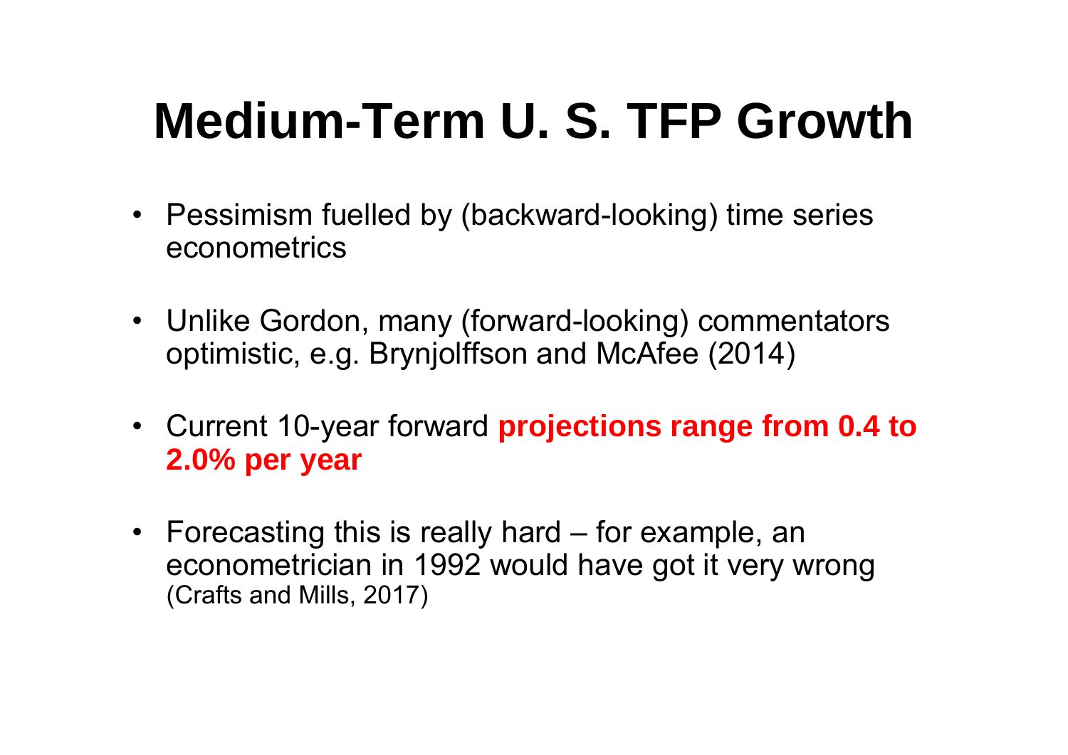# Medium-Term U. S. TFP Growth

- Pessimism fuelled by (backward-looking) time series econometrics
- Unlike Gordon, many (forward-looking) commentators optimistic, e.g. Brynjolffson and McAfee (2014)
- Current 10-year forward **projections range from 0.4 to 2.0% per year**
- Forecasting this is really hard – for example, an econometrician in 1992 would have got it very wrong (Crafts and Mills, 2017)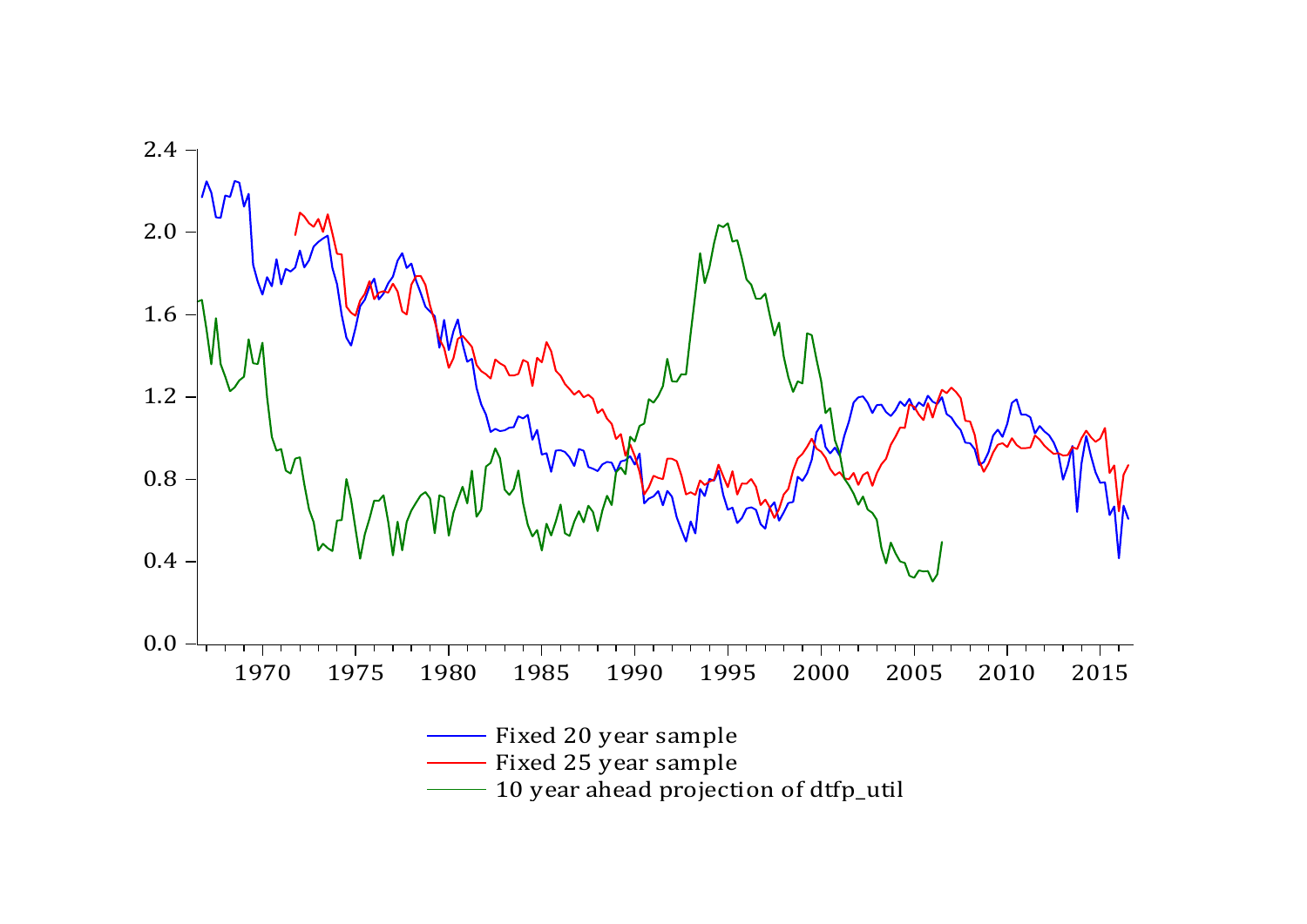Fixed 20 year sample

Fixed 25 year sample

10 year ahead projection of dtfp_util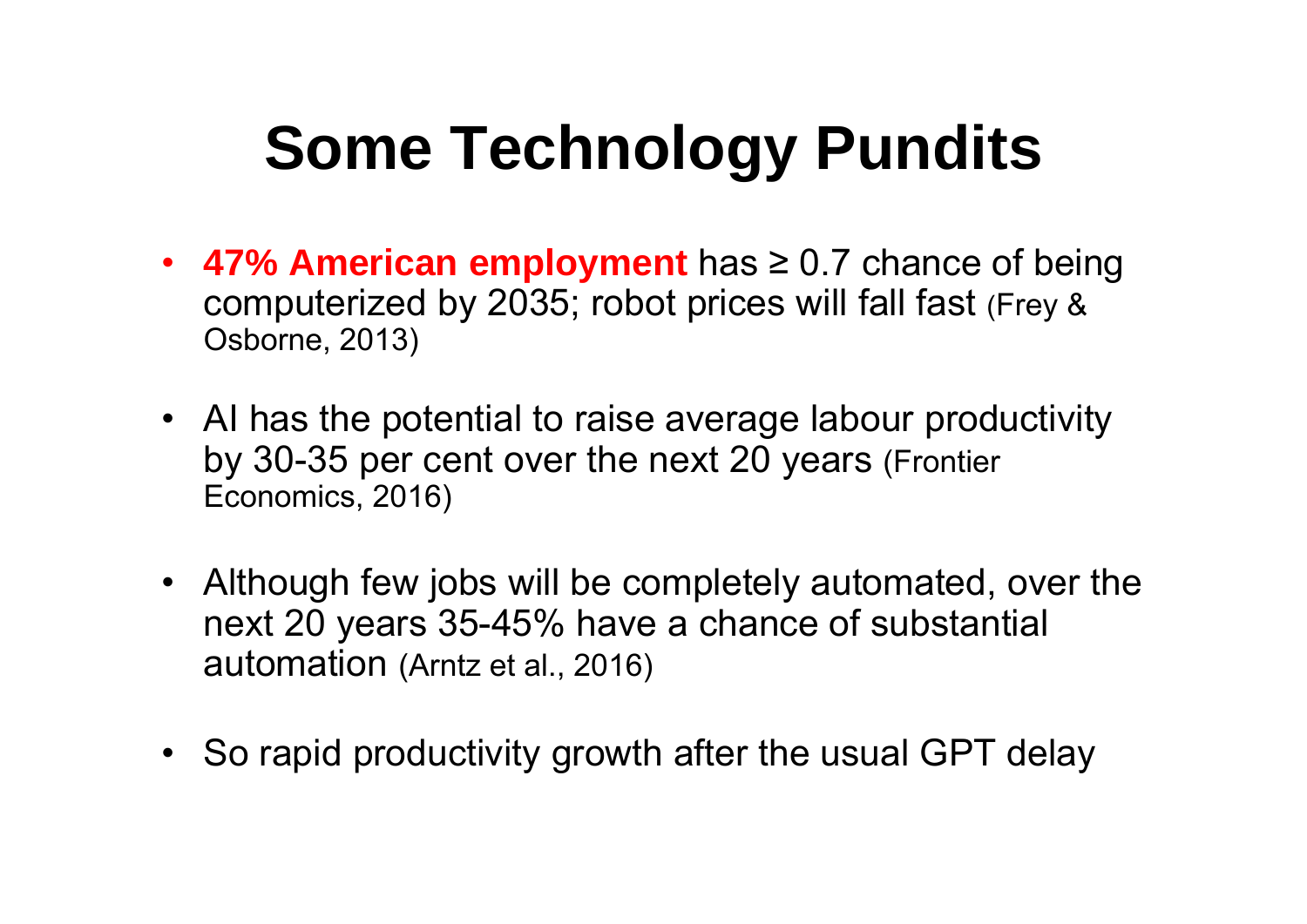# Some Technology Pundits

- **47% American employment** has ≥ 0.7 chance of being computerized by 2035; robot prices will fall fast (Frey & Osborne, 2013)

- AI has the potential to raise average labour productivity by 30-35 per cent over the next 20 years (Frontier Economics, 2016)

- Although few jobs will be completely automated, over the next 20 years 35-45% have a chance of substantial automation (Arntz et al., 2016)

- So rapid productivity growth after the usual GPT delay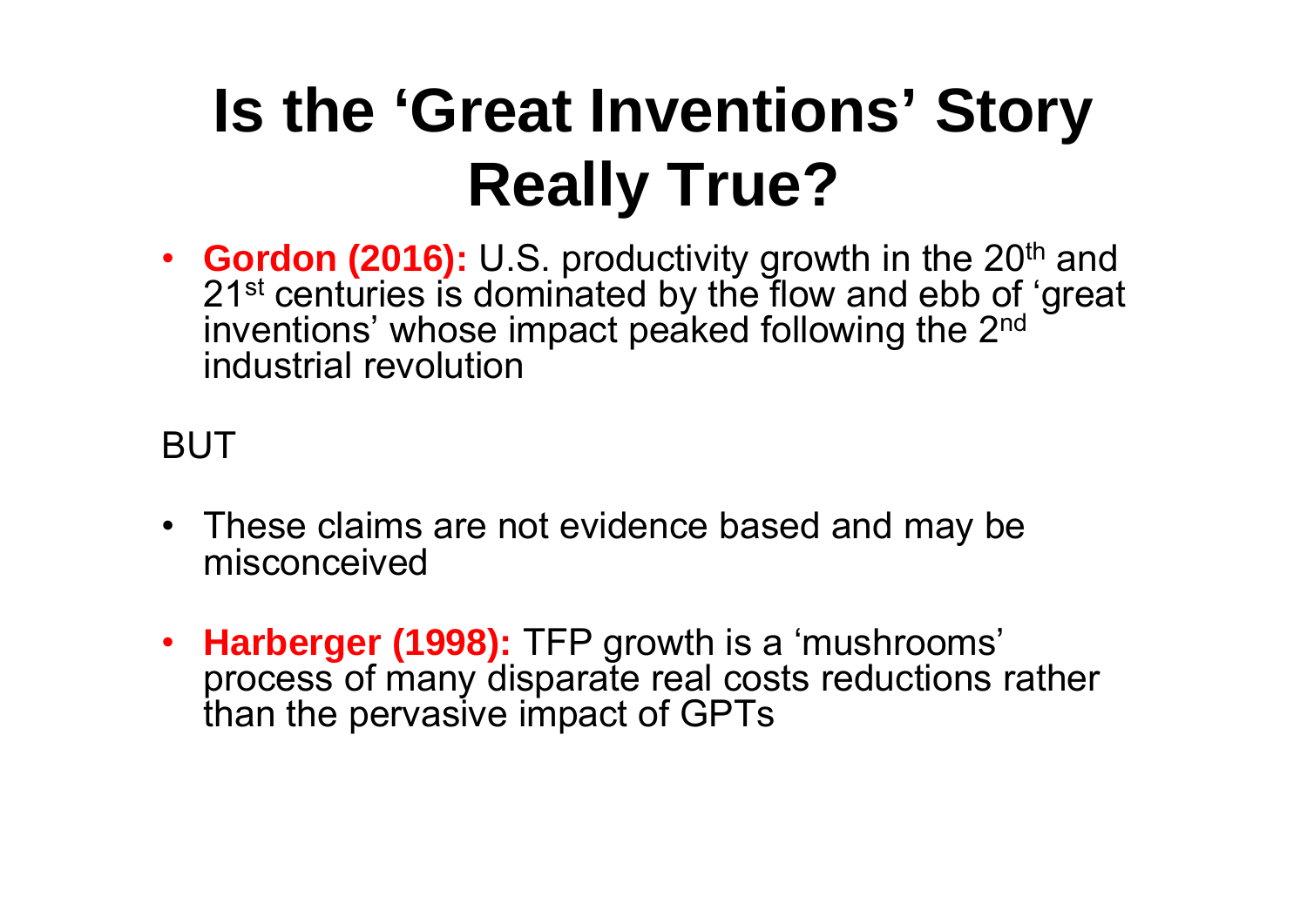# Is the 'Great Inventions' Story Really True?

- **Gordon (2016):** U.S. productivity growth in the 20th and 21st centuries is dominated by the flow and ebb of 'great inventions' whose impact peaked following the 2nd industrial revolution

BUT

- These claims are not evidence based and may be misconceived
- **Harberger (1998):** TFP growth is a 'mushrooms' process of many disparate real costs reductions rather than the pervasive impact of GPTs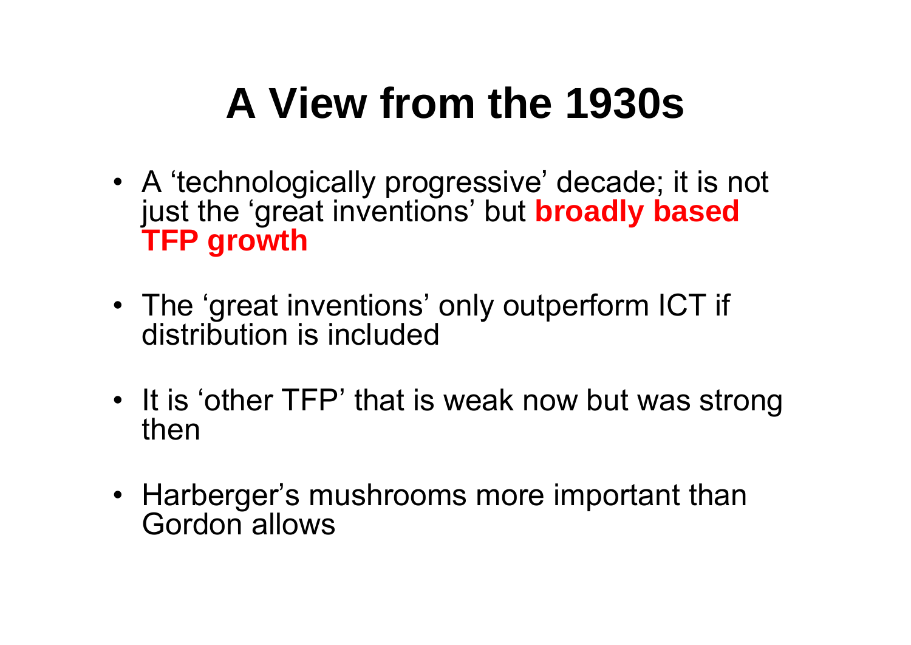# A View from the 1930s

- A ‘technologically progressive’ decade; it is not just the ‘great inventions’ but **broadly based TFP growth**
- The ‘great inventions’ only outperform ICT if distribution is included
- It is ‘other TFP’ that is weak now but was strong then
- Harberger’s mushrooms more important than Gordon allows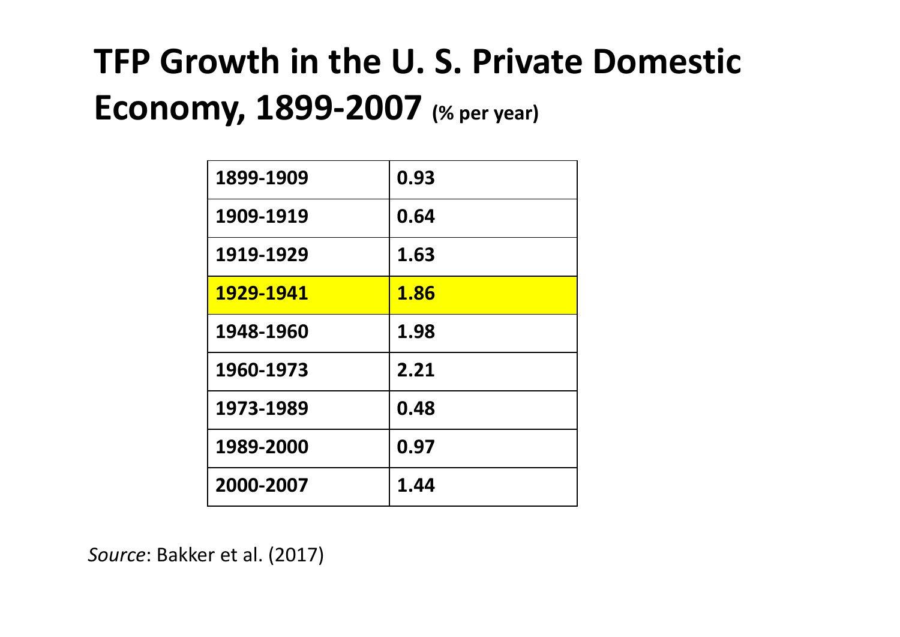# TFP Growth in the U. S. Private Domestic Economy, 1899-2007 (% per year)

| Period | TFP Growth |
|---|---|
| 1899-1909 | 0.93 |
| 1909-1919 | 0.64 |
| 1919-1929 | 1.63 |
| **1929-1941** | **1.86** |
| 1948-1960 | 1.98 |
| 1960-1973 | 2.21 |
| 1973-1989 | 0.48 |
| 1989-2000 | 0.97 |
| 2000-2007 | 1.44 |

*Source*: Bakker et al. (2017)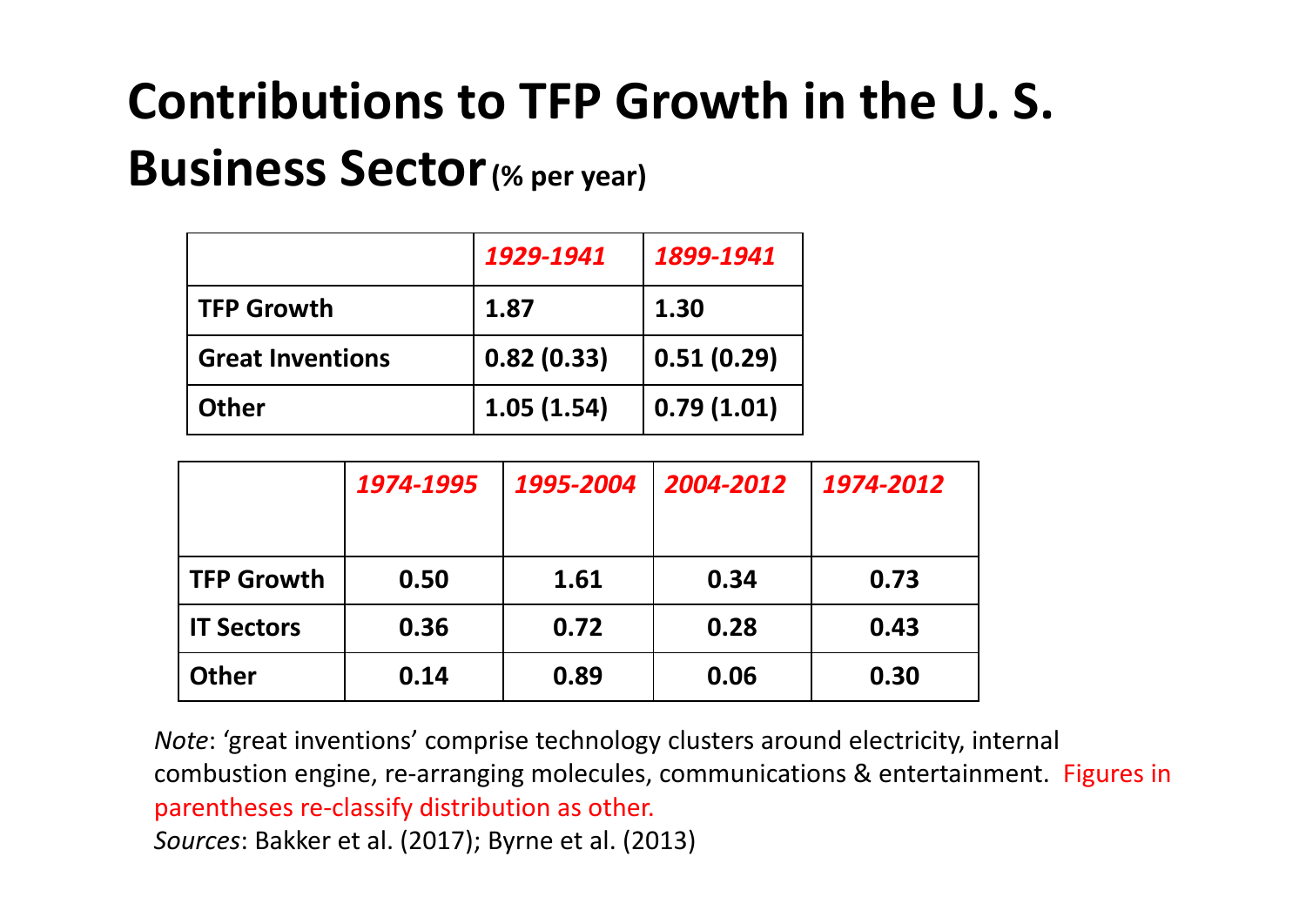# Contributions to TFP Growth in the U. S. Business Sector (% per year)

| | *1929-1941* | *1899-1941* |
|---|---|---|
| **TFP Growth** | **1.87** | **1.30** |
| **Great Inventions** | **0.82 (0.33)** | **0.51 (0.29)** |
| **Other** | **1.05 (1.54)** | **0.79 (1.01)** |

| | *1974-1995* | *1995-2004* | *2004-2012* | *1974-2012* |
|---|---|---|---|---|
| **TFP Growth** | **0.50** | **1.61** | **0.34** | **0.73** |
| **IT Sectors** | **0.36** | **0.72** | **0.28** | **0.43** |
| **Other** | **0.14** | **0.89** | **0.06** | **0.30** |

*Note*: 'great inventions' comprise technology clusters around electricity, internal combustion engine, re-arranging molecules, communications & entertainment. Figures in parentheses re-classify distribution as other.

*Sources*: Bakker et al. (2017); Byrne et al. (2013)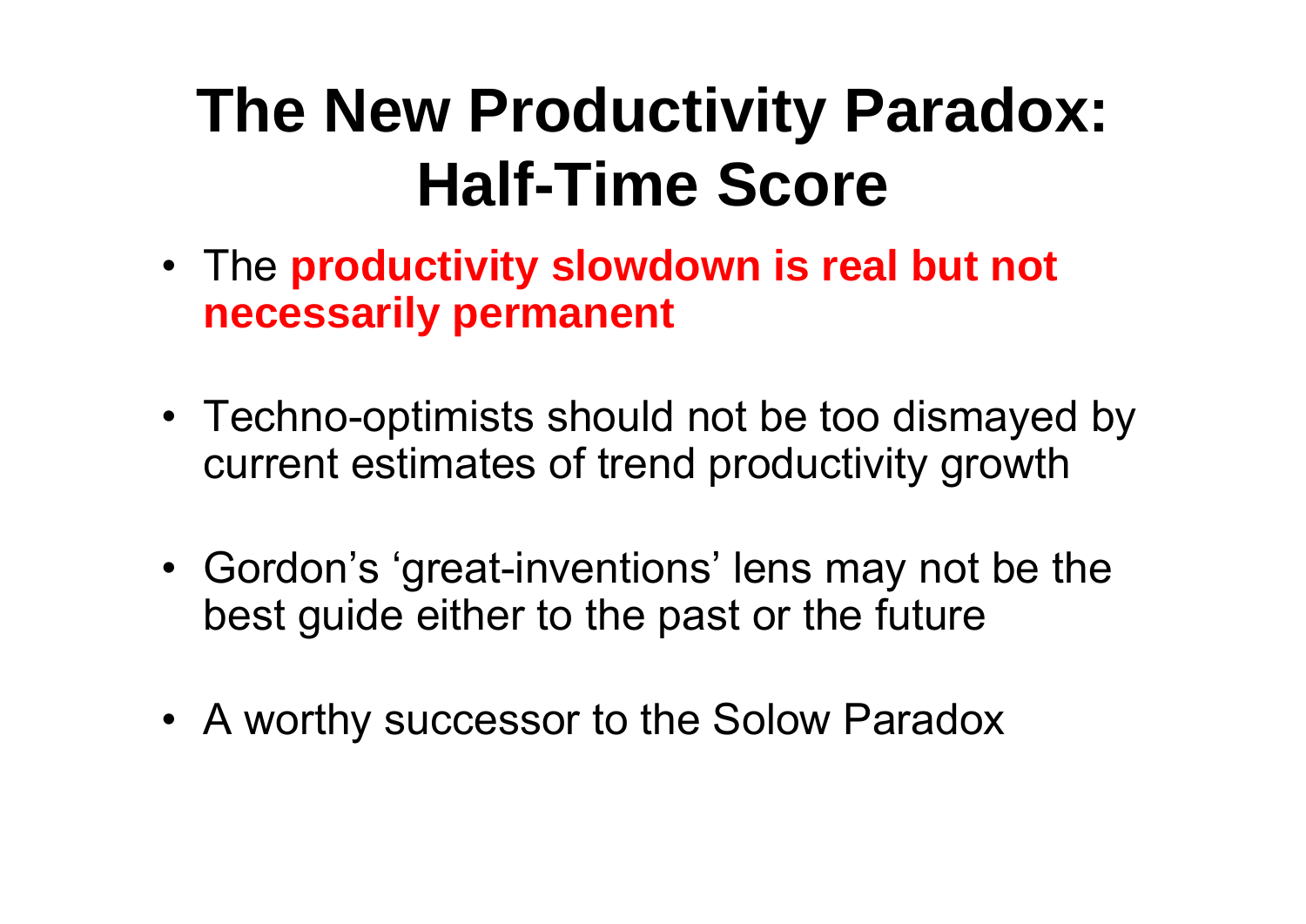# The New Productivity Paradox: Half-Time Score

- The **productivity slowdown is real but not necessarily permanent**

- Techno-optimists should not be too dismayed by current estimates of trend productivity growth

- Gordon's 'great-inventions' lens may not be the best guide either to the past or the future

- A worthy successor to the Solow Paradox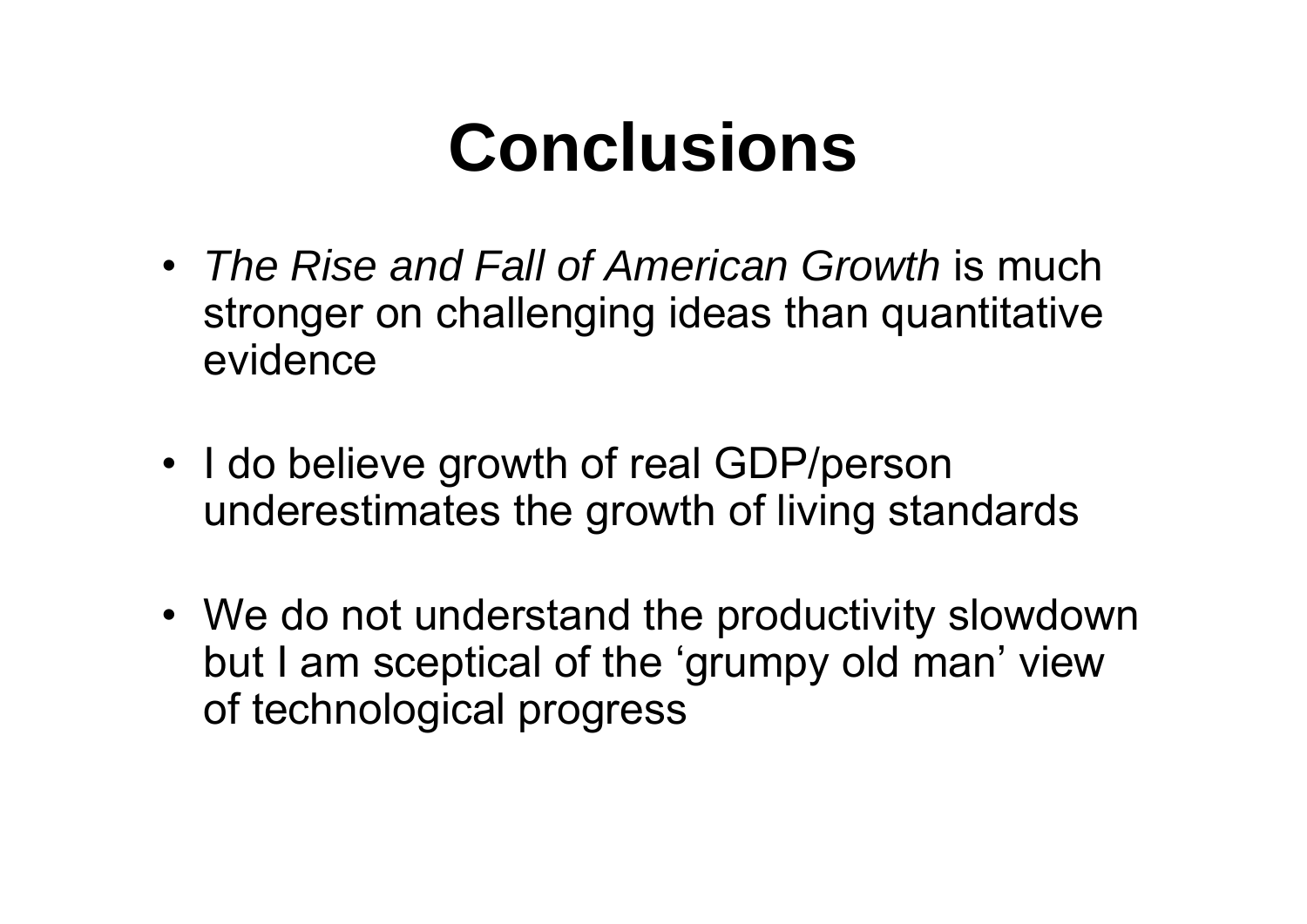# Conclusions

- *The Rise and Fall of American Growth* is much stronger on challenging ideas than quantitative evidence
- I do believe growth of real GDP/person underestimates the growth of living standards
- We do not understand the productivity slowdown but I am sceptical of the 'grumpy old man' view of technological progress